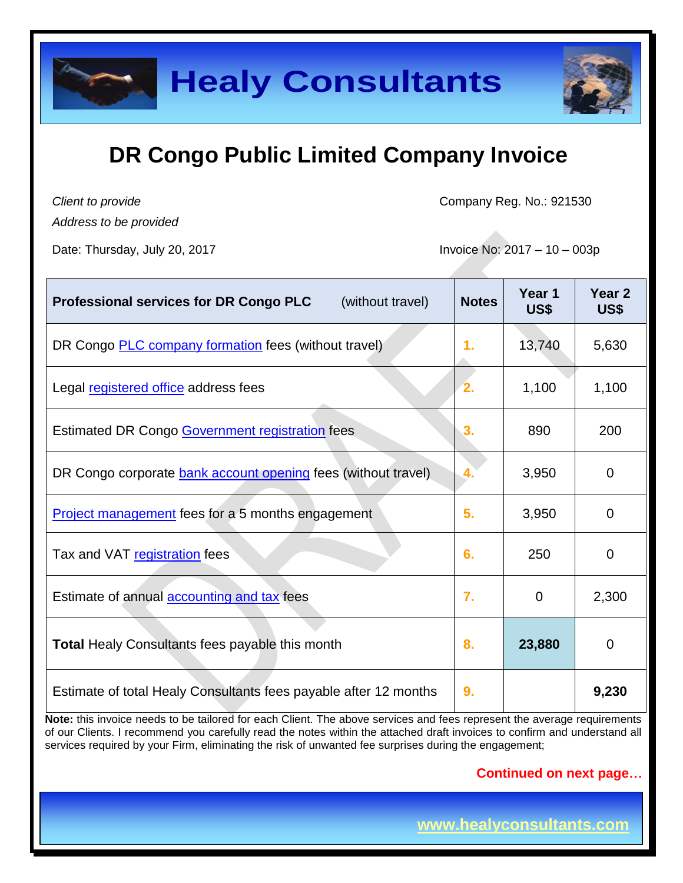# Healy Consultants

## DR Congo Public Limited Company Invoice

*Client to provide*
*Address to be provided*

Company Reg. No.: 921530

Date: Thursday, July 20, 2017

Invoice No: 2017 – 10 – 003p

| **Professional services for DR Congo PLC** (without travel) | **Notes** | **Year 1 US$** | **Year 2 US$** |
|---|---|---|---|
| DR Congo PLC company formation fees (without travel) | 1. | 13,740 | 5,630 |
| Legal registered office address fees | 2. | 1,100 | 1,100 |
| Estimated DR Congo Government registration fees | 3. | 890 | 200 |
| DR Congo corporate bank account opening fees (without travel) | 4. | 3,950 | 0 |
| Project management fees for a 5 months engagement | 5. | 3,950 | 0 |
| Tax and VAT registration fees | 6. | 250 | 0 |
| Estimate of annual accounting and tax fees | 7. | 0 | 2,300 |
| **Total** Healy Consultants fees payable this month | 8. | **23,880** | 0 |
| Estimate of total Healy Consultants fees payable after 12 months | 9. | | **9,230** |

**Note:** this invoice needs to be tailored for each Client. The above services and fees represent the average requirements of our Clients. I recommend you carefully read the notes within the attached draft invoices to confirm and understand all services required by your Firm, eliminating the risk of unwanted fee surprises during the engagement;

**Continued on next page…**

www.healyconsultants.com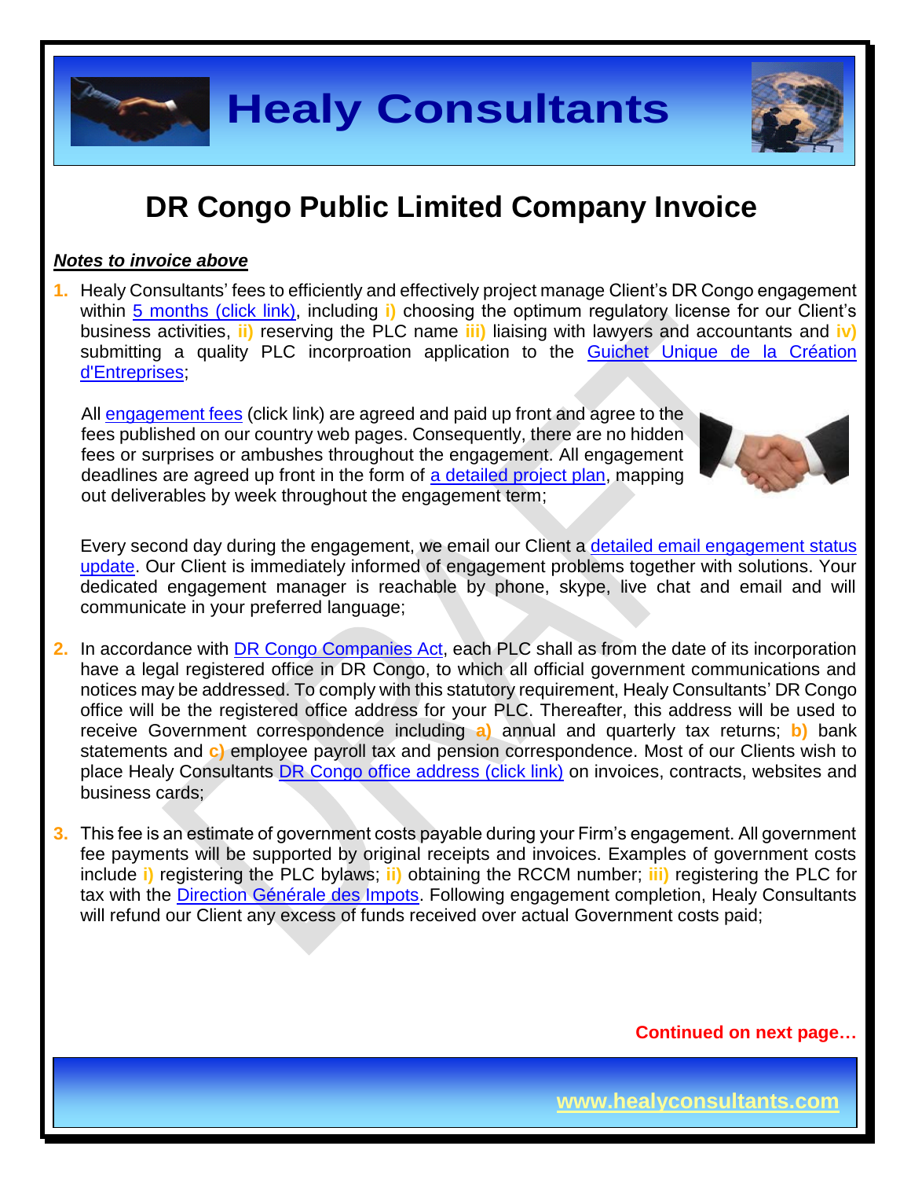# DR Congo Public Limited Company Invoice

***Notes to invoice above***

1. Healy Consultants' fees to efficiently and effectively project manage Client's DR Congo engagement within 5 months (click link), including **i)** choosing the optimum regulatory license for our Client's business activities, **ii)** reserving the PLC name **iii)** liaising with lawyers and accountants and **iv)** submitting a quality PLC incorproation application to the Guichet Unique de la Création d'Entreprises;

   All engagement fees (click link) are agreed and paid up front and agree to the fees published on our country web pages. Consequently, there are no hidden fees or surprises or ambushes throughout the engagement. All engagement deadlines are agreed up front in the form of a detailed project plan, mapping out deliverables by week throughout the engagement term;

   Every second day during the engagement, we email our Client a detailed email engagement status update. Our Client is immediately informed of engagement problems together with solutions. Your dedicated engagement manager is reachable by phone, skype, live chat and email and will communicate in your preferred language;

2. In accordance with DR Congo Companies Act, each PLC shall as from the date of its incorporation have a legal registered office in DR Congo, to which all official government communications and notices may be addressed. To comply with this statutory requirement, Healy Consultants' DR Congo office will be the registered office address for your PLC. Thereafter, this address will be used to receive Government correspondence including **a)** annual and quarterly tax returns; **b)** bank statements and **c)** employee payroll tax and pension correspondence. Most of our Clients wish to place Healy Consultants DR Congo office address (click link) on invoices, contracts, websites and business cards;

3. This fee is an estimate of government costs payable during your Firm's engagement. All government fee payments will be supported by original receipts and invoices. Examples of government costs include **i)** registering the PLC bylaws; **ii)** obtaining the RCCM number; **iii)** registering the PLC for tax with the Direction Générale des Impots. Following engagement completion, Healy Consultants will refund our Client any excess of funds received over actual Government costs paid;

**Continued on next page…**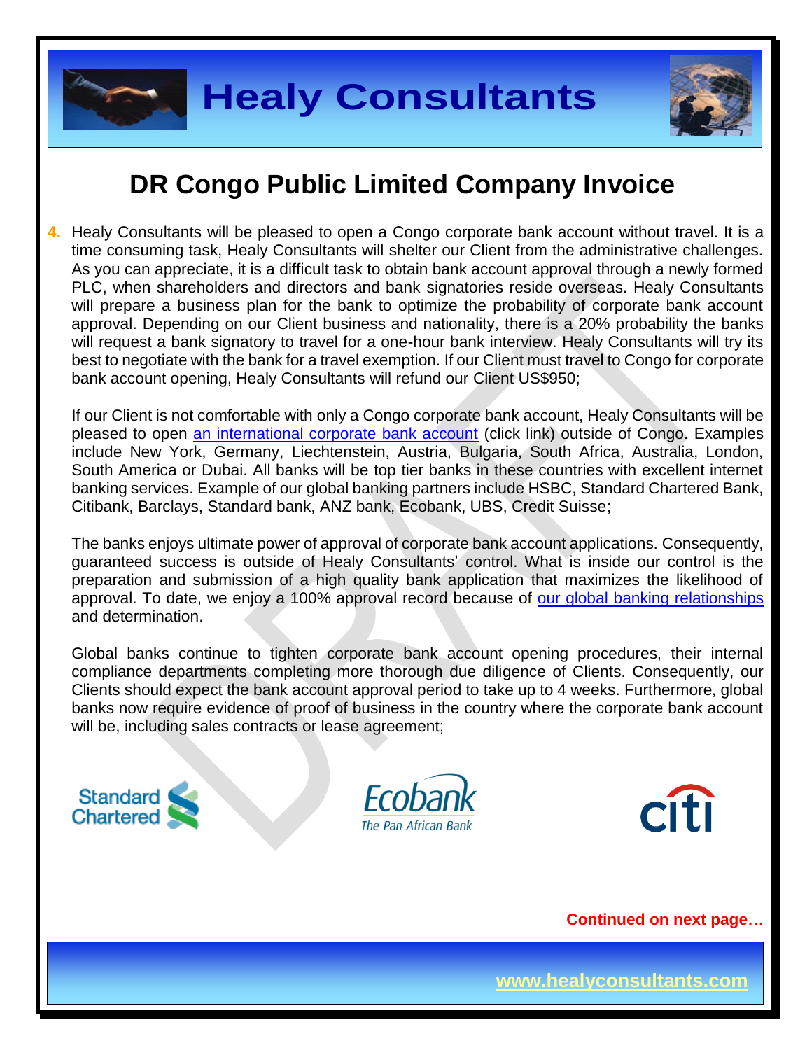# DR Congo Public Limited Company Invoice

4. Healy Consultants will be pleased to open a Congo corporate bank account without travel. It is a time consuming task, Healy Consultants will shelter our Client from the administrative challenges. As you can appreciate, it is a difficult task to obtain bank account approval through a newly formed PLC, when shareholders and directors and bank signatories reside overseas. Healy Consultants will prepare a business plan for the bank to optimize the probability of corporate bank account approval. Depending on our Client business and nationality, there is a 20% probability the banks will request a bank signatory to travel for a one-hour bank interview. Healy Consultants will try its best to negotiate with the bank for a travel exemption. If our Client must travel to Congo for corporate bank account opening, Healy Consultants will refund our Client US$950;

   If our Client is not comfortable with only a Congo corporate bank account, Healy Consultants will be pleased to open an international corporate bank account (click link) outside of Congo. Examples include New York, Germany, Liechtenstein, Austria, Bulgaria, South Africa, Australia, London, South America or Dubai. All banks will be top tier banks in these countries with excellent internet banking services. Example of our global banking partners include HSBC, Standard Chartered Bank, Citibank, Barclays, Standard bank, ANZ bank, Ecobank, UBS, Credit Suisse;

   The banks enjoys ultimate power of approval of corporate bank account applications. Consequently, guaranteed success is outside of Healy Consultants' control. What is inside our control is the preparation and submission of a high quality bank application that maximizes the likelihood of approval. To date, we enjoy a 100% approval record because of our global banking relationships and determination.

   Global banks continue to tighten corporate bank account opening procedures, their internal compliance departments completing more thorough due diligence of Clients. Consequently, our Clients should expect the bank account approval period to take up to 4 weeks. Furthermore, global banks now require evidence of proof of business in the country where the corporate bank account will be, including sales contracts or lease agreement;

**Continued on next page…**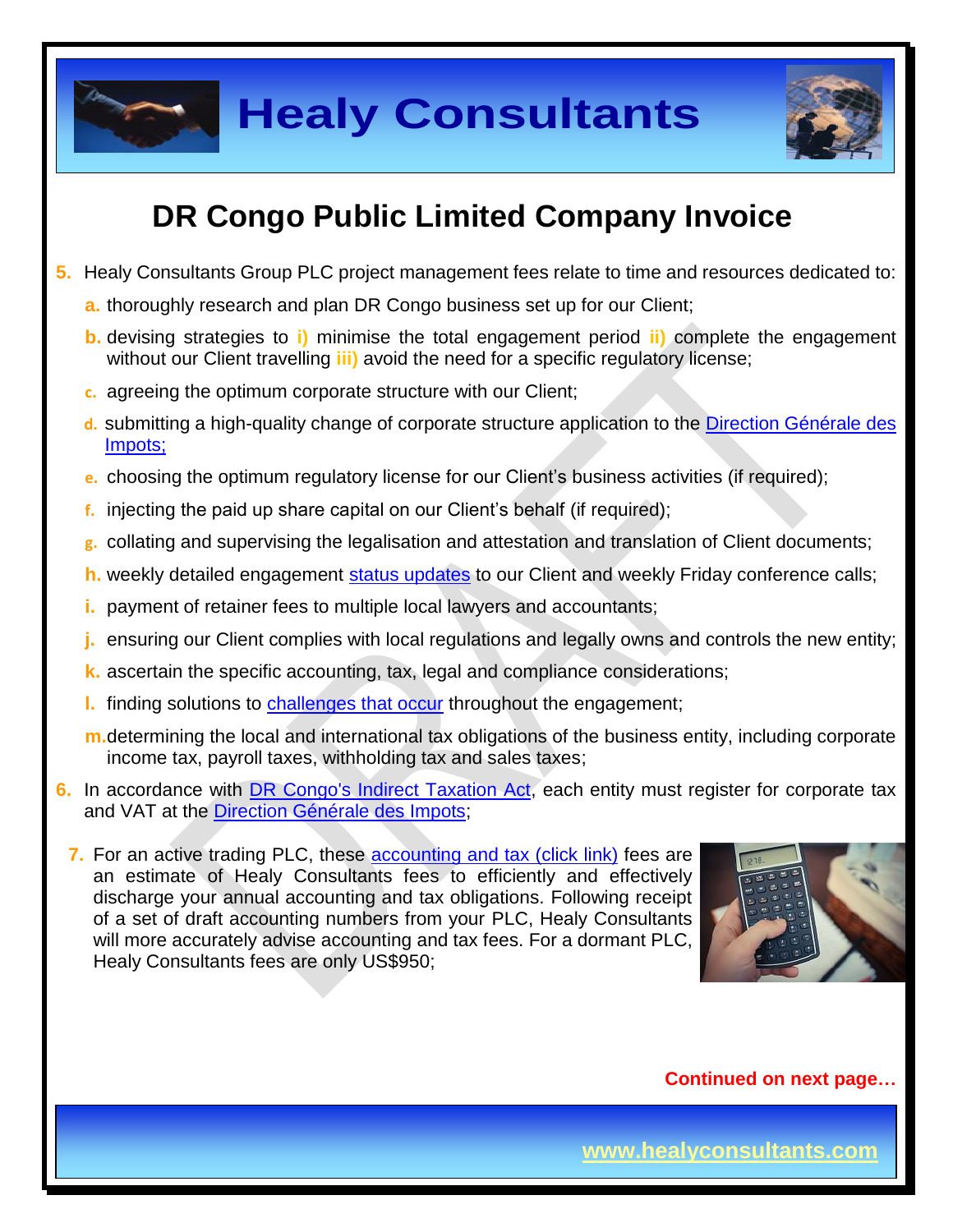# DR Congo Public Limited Company Invoice

5. Healy Consultants Group PLC project management fees relate to time and resources dedicated to:
   a. thoroughly research and plan DR Congo business set up for our Client;
   b. devising strategies to i) minimise the total engagement period ii) complete the engagement without our Client travelling iii) avoid the need for a specific regulatory license;
   c. agreeing the optimum corporate structure with our Client;
   d. submitting a high-quality change of corporate structure application to the Direction Générale des Impots;
   e. choosing the optimum regulatory license for our Client's business activities (if required);
   f. injecting the paid up share capital on our Client's behalf (if required);
   g. collating and supervising the legalisation and attestation and translation of Client documents;
   h. weekly detailed engagement status updates to our Client and weekly Friday conference calls;
   i. payment of retainer fees to multiple local lawyers and accountants;
   j. ensuring our Client complies with local regulations and legally owns and controls the new entity;
   k. ascertain the specific accounting, tax, legal and compliance considerations;
   l. finding solutions to challenges that occur throughout the engagement;
   m. determining the local and international tax obligations of the business entity, including corporate income tax, payroll taxes, withholding tax and sales taxes;
6. In accordance with DR Congo's Indirect Taxation Act, each entity must register for corporate tax and VAT at the Direction Générale des Impots;
7. For an active trading PLC, these accounting and tax (click link) fees are an estimate of Healy Consultants fees to efficiently and effectively discharge your annual accounting and tax obligations. Following receipt of a set of draft accounting numbers from your PLC, Healy Consultants will more accurately advise accounting and tax fees. For a dormant PLC, Healy Consultants fees are only US$950;

**Continued on next page…**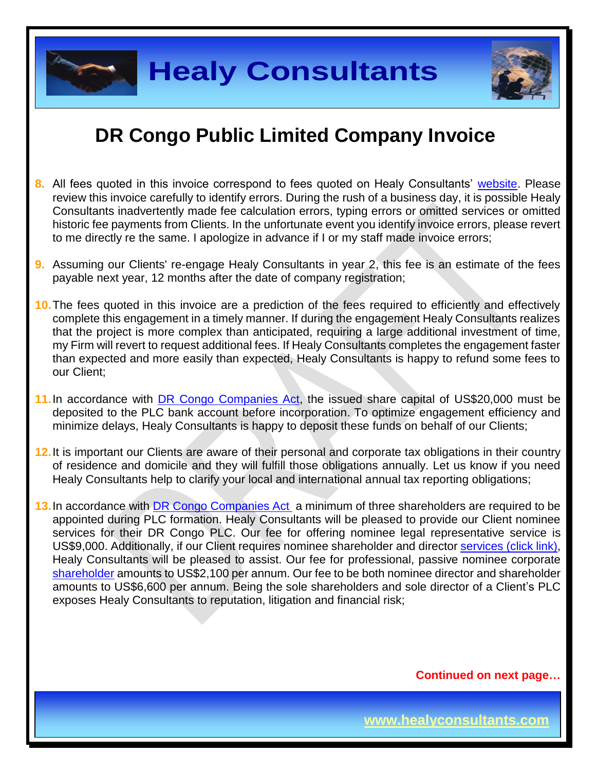# DR Congo Public Limited Company Invoice

8. All fees quoted in this invoice correspond to fees quoted on Healy Consultants' website. Please review this invoice carefully to identify errors. During the rush of a business day, it is possible Healy Consultants inadvertently made fee calculation errors, typing errors or omitted services or omitted historic fee payments from Clients. In the unfortunate event you identify invoice errors, please revert to me directly re the same. I apologize in advance if I or my staff made invoice errors;

9. Assuming our Clients' re-engage Healy Consultants in year 2, this fee is an estimate of the fees payable next year, 12 months after the date of company registration;

10. The fees quoted in this invoice are a prediction of the fees required to efficiently and effectively complete this engagement in a timely manner. If during the engagement Healy Consultants realizes that the project is more complex than anticipated, requiring a large additional investment of time, my Firm will revert to request additional fees. If Healy Consultants completes the engagement faster than expected and more easily than expected, Healy Consultants is happy to refund some fees to our Client;

11. In accordance with DR Congo Companies Act, the issued share capital of US$20,000 must be deposited to the PLC bank account before incorporation. To optimize engagement efficiency and minimize delays, Healy Consultants is happy to deposit these funds on behalf of our Clients;

12. It is important our Clients are aware of their personal and corporate tax obligations in their country of residence and domicile and they will fulfill those obligations annually. Let us know if you need Healy Consultants help to clarify your local and international annual tax reporting obligations;

13. In accordance with DR Congo Companies Act a minimum of three shareholders are required to be appointed during PLC formation. Healy Consultants will be pleased to provide our Client nominee services for their DR Congo PLC. Our fee for offering nominee legal representative service is US$9,000. Additionally, if our Client requires nominee shareholder and director services (click link), Healy Consultants will be pleased to assist. Our fee for professional, passive nominee corporate shareholder amounts to US$2,100 per annum. Our fee to be both nominee director and shareholder amounts to US$6,600 per annum. Being the sole shareholders and sole director of a Client's PLC exposes Healy Consultants to reputation, litigation and financial risk;

**Continued on next page…**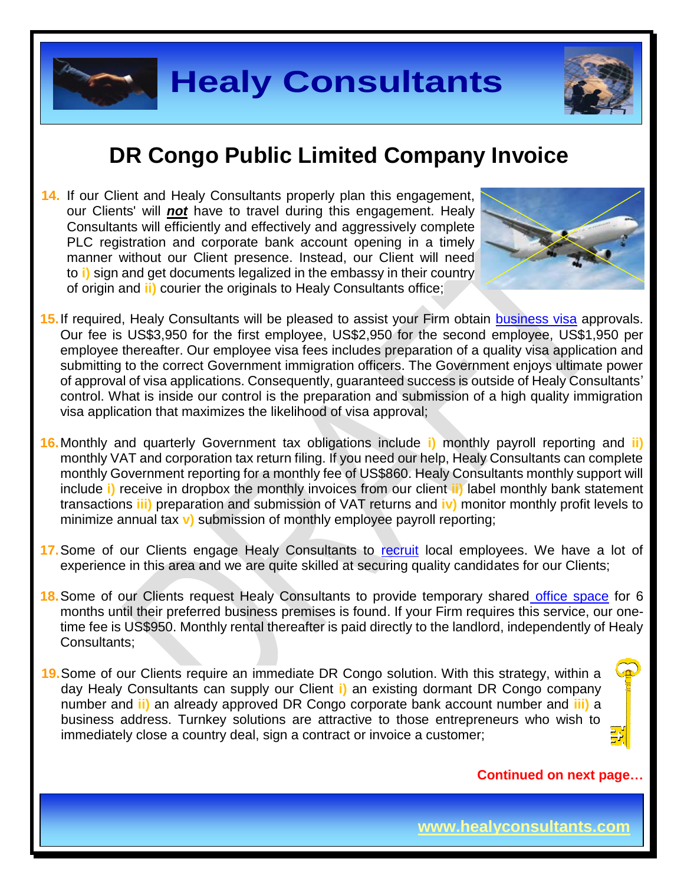# DR Congo Public Limited Company Invoice

14. If our Client and Healy Consultants properly plan this engagement, our Clients' will ***not*** have to travel during this engagement. Healy Consultants will efficiently and effectively and aggressively complete PLC registration and corporate bank account opening in a timely manner without our Client presence. Instead, our Client will need to **i)** sign and get documents legalized in the embassy in their country of origin and **ii)** courier the originals to Healy Consultants office;

15. If required, Healy Consultants will be pleased to assist your Firm obtain business visa approvals. Our fee is US$3,950 for the first employee, US$2,950 for the second employee, US$1,950 per employee thereafter. Our employee visa fees includes preparation of a quality visa application and submitting to the correct Government immigration officers. The Government enjoys ultimate power of approval of visa applications. Consequently, guaranteed success is outside of Healy Consultants' control. What is inside our control is the preparation and submission of a high quality immigration visa application that maximizes the likelihood of visa approval;

16. Monthly and quarterly Government tax obligations include **i)** monthly payroll reporting and **ii)** monthly VAT and corporation tax return filing. If you need our help, Healy Consultants can complete monthly Government reporting for a monthly fee of US$860. Healy Consultants monthly support will include **i)** receive in dropbox the monthly invoices from our client **ii)** label monthly bank statement transactions **iii)** preparation and submission of VAT returns and **iv)** monitor monthly profit levels to minimize annual tax **v)** submission of monthly employee payroll reporting;

17. Some of our Clients engage Healy Consultants to recruit local employees. We have a lot of experience in this area and we are quite skilled at securing quality candidates for our Clients;

18. Some of our Clients request Healy Consultants to provide temporary shared office space for 6 months until their preferred business premises is found. If your Firm requires this service, our one-time fee is US$950. Monthly rental thereafter is paid directly to the landlord, independently of Healy Consultants;

19. Some of our Clients require an immediate DR Congo solution. With this strategy, within a day Healy Consultants can supply our Client **i)** an existing dormant DR Congo company number and **ii)** an already approved DR Congo corporate bank account number and **iii)** a business address. Turnkey solutions are attractive to those entrepreneurs who wish to immediately close a country deal, sign a contract or invoice a customer;

**Continued on next page…**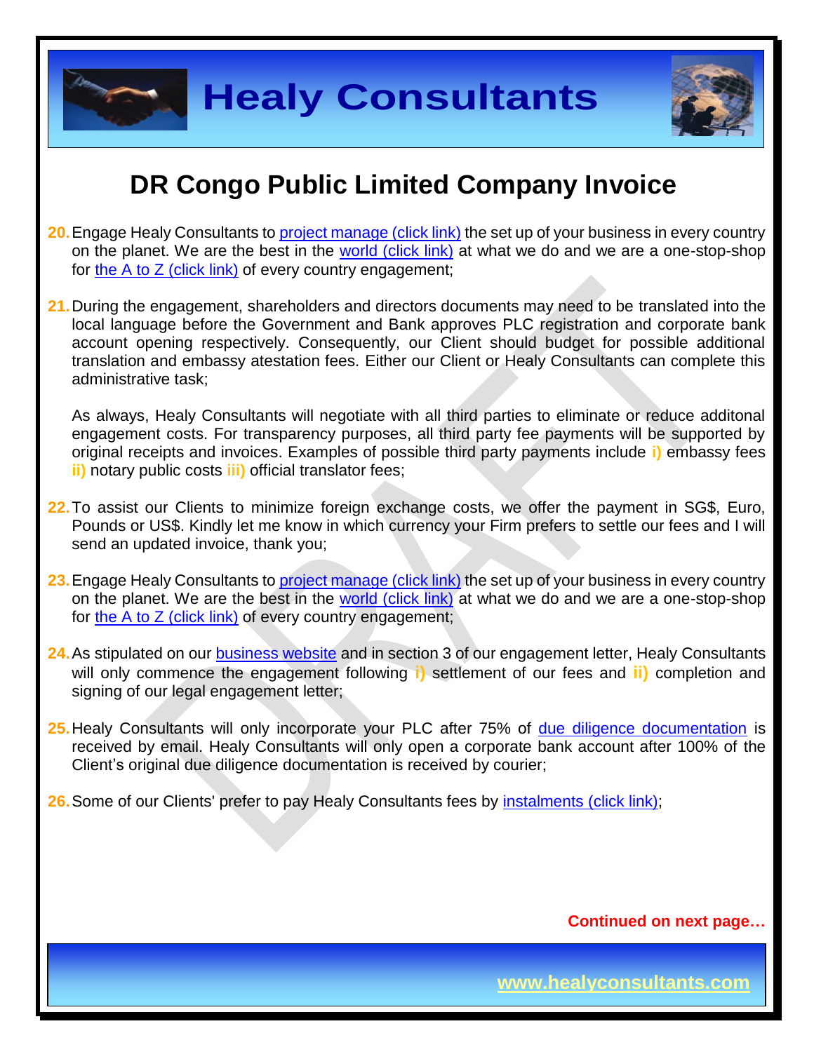# DR Congo Public Limited Company Invoice

20. Engage Healy Consultants to project manage (click link) the set up of your business in every country on the planet. We are the best in the world (click link) at what we do and we are a one-stop-shop for the A to Z (click link) of every country engagement;

21. During the engagement, shareholders and directors documents may need to be translated into the local language before the Government and Bank approves PLC registration and corporate bank account opening respectively. Consequently, our Client should budget for possible additional translation and embassy atestation fees. Either our Client or Healy Consultants can complete this administrative task;

    As always, Healy Consultants will negotiate with all third parties to eliminate or reduce additonal engagement costs. For transparency purposes, all third party fee payments will be supported by original receipts and invoices. Examples of possible third party payments include **i)** embassy fees **ii)** notary public costs **iii)** official translator fees;

22. To assist our Clients to minimize foreign exchange costs, we offer the payment in SG$, Euro, Pounds or US$. Kindly let me know in which currency your Firm prefers to settle our fees and I will send an updated invoice, thank you;

23. Engage Healy Consultants to project manage (click link) the set up of your business in every country on the planet. We are the best in the world (click link) at what we do and we are a one-stop-shop for the A to Z (click link) of every country engagement;

24. As stipulated on our business website and in section 3 of our engagement letter, Healy Consultants will only commence the engagement following **i)** settlement of our fees and **ii)** completion and signing of our legal engagement letter;

25. Healy Consultants will only incorporate your PLC after 75% of due diligence documentation is received by email. Healy Consultants will only open a corporate bank account after 100% of the Client's original due diligence documentation is received by courier;

26. Some of our Clients' prefer to pay Healy Consultants fees by instalments (click link);

**Continued on next page…**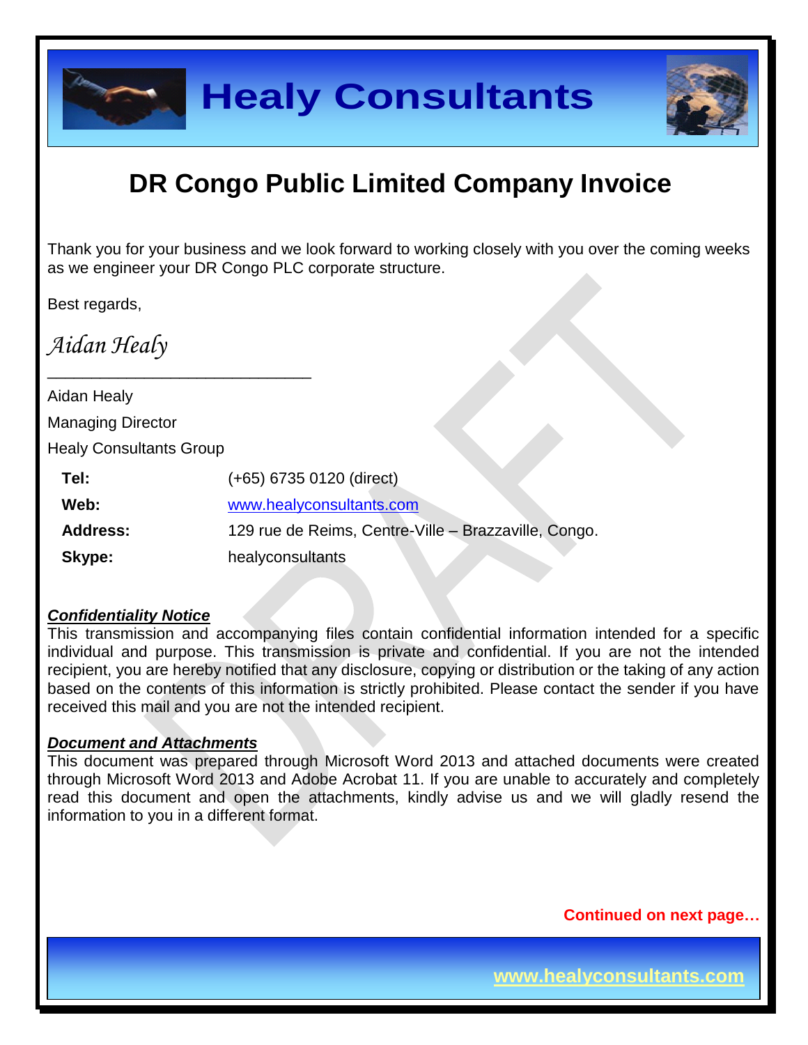# DR Congo Public Limited Company Invoice

Thank you for your business and we look forward to working closely with you over the coming weeks as we engineer your DR Congo PLC corporate structure.

Best regards,

*Aidan Healy*

______________________________

Aidan Healy

Managing Director

Healy Consultants Group

| | |
|---|---|
| **Tel:** | (+65) 6735 0120 (direct) |
| **Web:** | www.healyconsultants.com |
| **Address:** | 129 rue de Reims, Centre-Ville – Brazzaville, Congo. |
| **Skype:** | healyconsultants |

***Confidentiality Notice***

This transmission and accompanying files contain confidential information intended for a specific individual and purpose. This transmission is private and confidential. If you are not the intended recipient, you are hereby notified that any disclosure, copying or distribution or the taking of any action based on the contents of this information is strictly prohibited. Please contact the sender if you have received this mail and you are not the intended recipient.

***Document and Attachments***

This document was prepared through Microsoft Word 2013 and attached documents were created through Microsoft Word 2013 and Adobe Acrobat 11. If you are unable to accurately and completely read this document and open the attachments, kindly advise us and we will gladly resend the information to you in a different format.

**Continued on next page…**